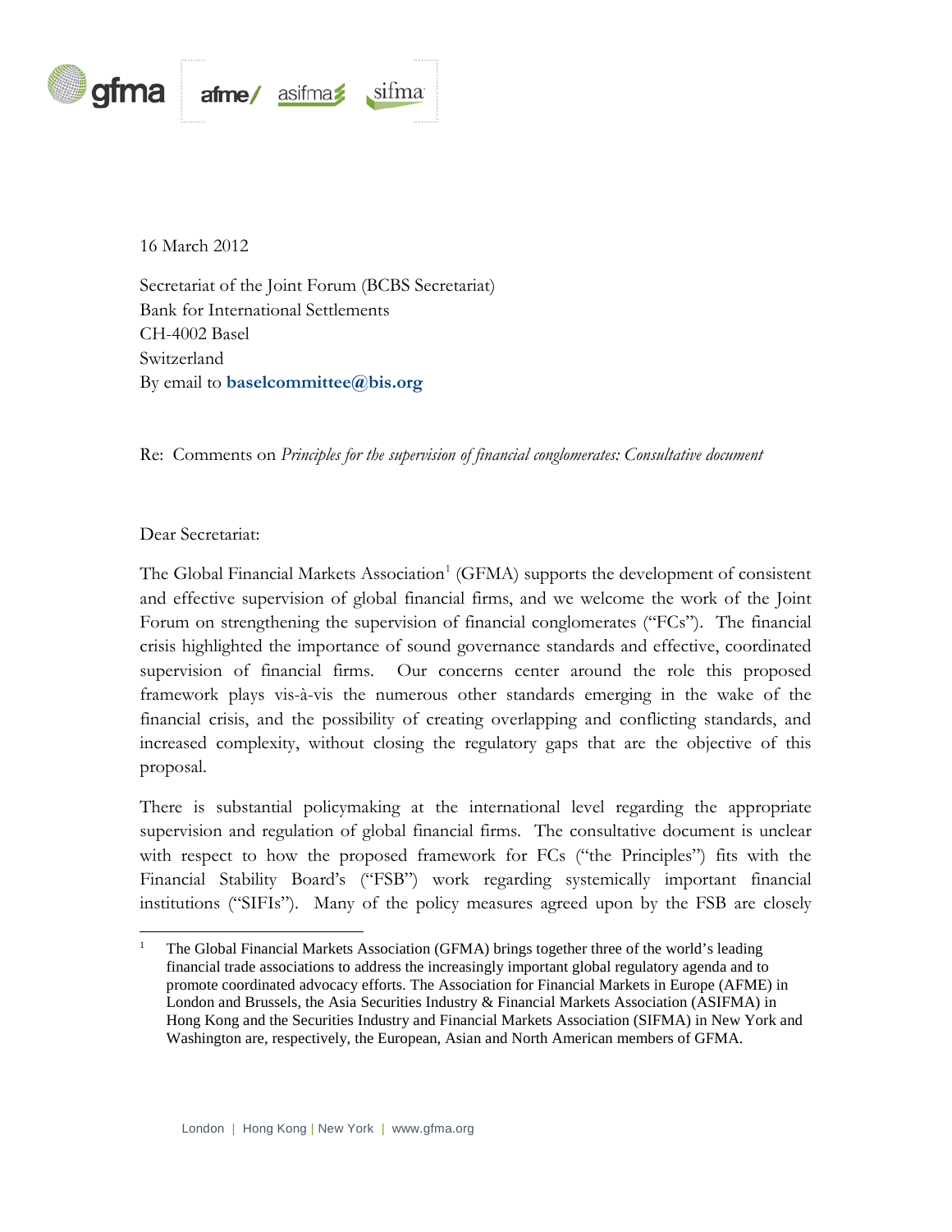16 March 2012

Secretariat of the Joint Forum (BCBS Secretariat)
Bank for International Settlements
CH-4002 Basel
Switzerland
By email to **baselcommittee@bis.org**

Re: Comments on *Principles for the supervision of financial conglomerates: Consultative document*

Dear Secretariat:

The Global Financial Markets Association[1] (GFMA) supports the development of consistent and effective supervision of global financial firms, and we welcome the work of the Joint Forum on strengthening the supervision of financial conglomerates ("FCs"). The financial crisis highlighted the importance of sound governance standards and effective, coordinated supervision of financial firms. Our concerns center around the role this proposed framework plays vis-à-vis the numerous other standards emerging in the wake of the financial crisis, and the possibility of creating overlapping and conflicting standards, and increased complexity, without closing the regulatory gaps that are the objective of this proposal.

There is substantial policymaking at the international level regarding the appropriate supervision and regulation of global financial firms. The consultative document is unclear with respect to how the proposed framework for FCs ("the Principles") fits with the Financial Stability Board's ("FSB") work regarding systemically important financial institutions ("SIFIs"). Many of the policy measures agreed upon by the FSB are closely

[1] The Global Financial Markets Association (GFMA) brings together three of the world's leading financial trade associations to address the increasingly important global regulatory agenda and to promote coordinated advocacy efforts. The Association for Financial Markets in Europe (AFME) in London and Brussels, the Asia Securities Industry & Financial Markets Association (ASIFMA) in Hong Kong and the Securities Industry and Financial Markets Association (SIFMA) in New York and Washington are, respectively, the European, Asian and North American members of GFMA.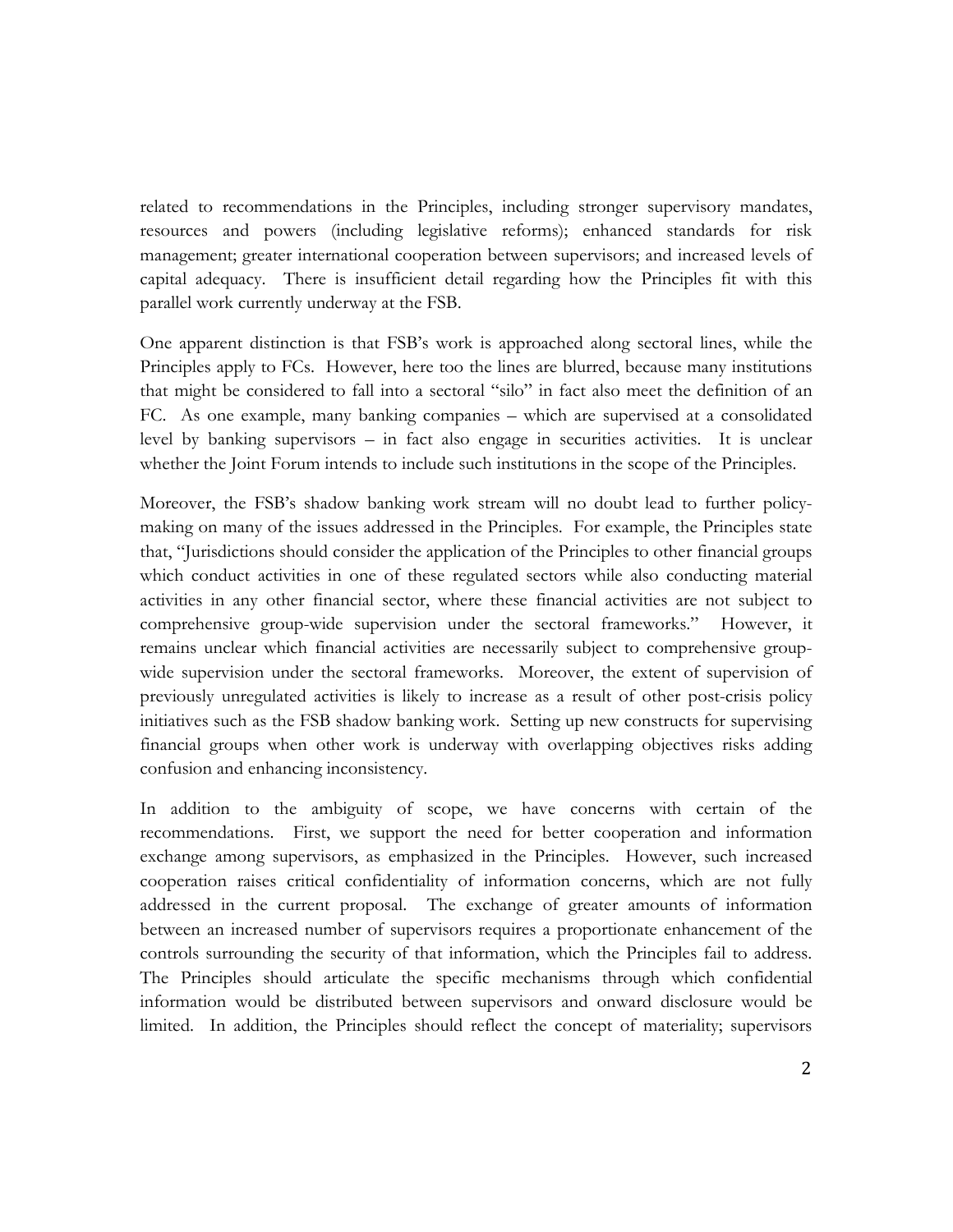related to recommendations in the Principles, including stronger supervisory mandates, resources and powers (including legislative reforms); enhanced standards for risk management; greater international cooperation between supervisors; and increased levels of capital adequacy. There is insufficient detail regarding how the Principles fit with this parallel work currently underway at the FSB.

One apparent distinction is that FSB's work is approached along sectoral lines, while the Principles apply to FCs. However, here too the lines are blurred, because many institutions that might be considered to fall into a sectoral "silo" in fact also meet the definition of an FC. As one example, many banking companies – which are supervised at a consolidated level by banking supervisors – in fact also engage in securities activities. It is unclear whether the Joint Forum intends to include such institutions in the scope of the Principles.

Moreover, the FSB's shadow banking work stream will no doubt lead to further policy-making on many of the issues addressed in the Principles. For example, the Principles state that, "Jurisdictions should consider the application of the Principles to other financial groups which conduct activities in one of these regulated sectors while also conducting material activities in any other financial sector, where these financial activities are not subject to comprehensive group-wide supervision under the sectoral frameworks." However, it remains unclear which financial activities are necessarily subject to comprehensive group-wide supervision under the sectoral frameworks. Moreover, the extent of supervision of previously unregulated activities is likely to increase as a result of other post-crisis policy initiatives such as the FSB shadow banking work. Setting up new constructs for supervising financial groups when other work is underway with overlapping objectives risks adding confusion and enhancing inconsistency.

In addition to the ambiguity of scope, we have concerns with certain of the recommendations. First, we support the need for better cooperation and information exchange among supervisors, as emphasized in the Principles. However, such increased cooperation raises critical confidentiality of information concerns, which are not fully addressed in the current proposal. The exchange of greater amounts of information between an increased number of supervisors requires a proportionate enhancement of the controls surrounding the security of that information, which the Principles fail to address. The Principles should articulate the specific mechanisms through which confidential information would be distributed between supervisors and onward disclosure would be limited. In addition, the Principles should reflect the concept of materiality; supervisors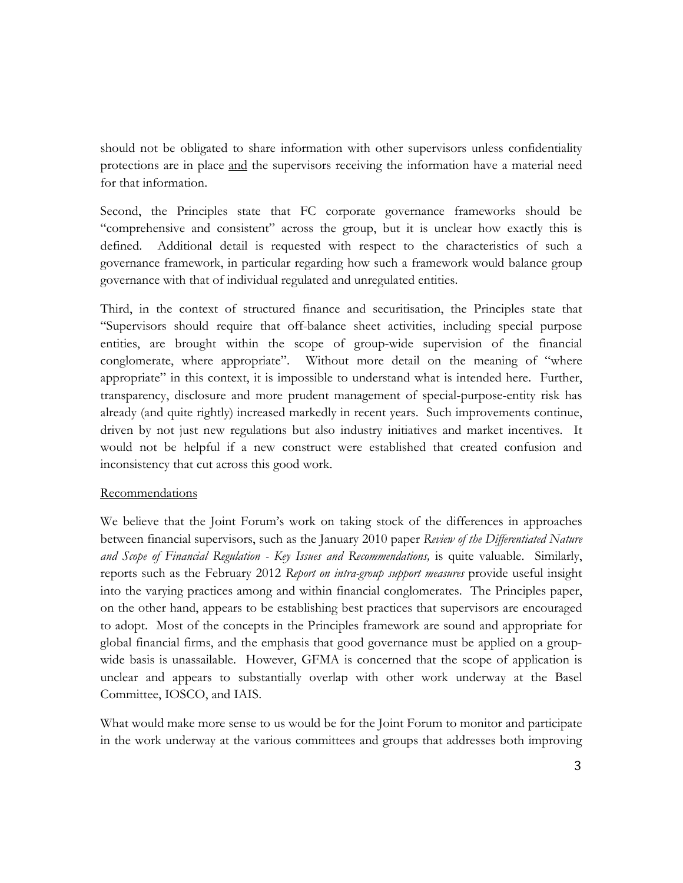should not be obligated to share information with other supervisors unless confidentiality protections are in place <u>and</u> the supervisors receiving the information have a material need for that information.

Second, the Principles state that FC corporate governance frameworks should be "comprehensive and consistent" across the group, but it is unclear how exactly this is defined. Additional detail is requested with respect to the characteristics of such a governance framework, in particular regarding how such a framework would balance group governance with that of individual regulated and unregulated entities.

Third, in the context of structured finance and securitisation, the Principles state that "Supervisors should require that off-balance sheet activities, including special purpose entities, are brought within the scope of group-wide supervision of the financial conglomerate, where appropriate". Without more detail on the meaning of "where appropriate" in this context, it is impossible to understand what is intended here. Further, transparency, disclosure and more prudent management of special-purpose-entity risk has already (and quite rightly) increased markedly in recent years. Such improvements continue, driven by not just new regulations but also industry initiatives and market incentives. It would not be helpful if a new construct were established that created confusion and inconsistency that cut across this good work.

<u>Recommendations</u>

We believe that the Joint Forum's work on taking stock of the differences in approaches between financial supervisors, such as the January 2010 paper *Review of the Differentiated Nature and Scope of Financial Regulation - Key Issues and Recommendations,* is quite valuable. Similarly, reports such as the February 2012 *Report on intra-group support measures* provide useful insight into the varying practices among and within financial conglomerates. The Principles paper, on the other hand, appears to be establishing best practices that supervisors are encouraged to adopt. Most of the concepts in the Principles framework are sound and appropriate for global financial firms, and the emphasis that good governance must be applied on a group-wide basis is unassailable. However, GFMA is concerned that the scope of application is unclear and appears to substantially overlap with other work underway at the Basel Committee, IOSCO, and IAIS.

What would make more sense to us would be for the Joint Forum to monitor and participate in the work underway at the various committees and groups that addresses both improving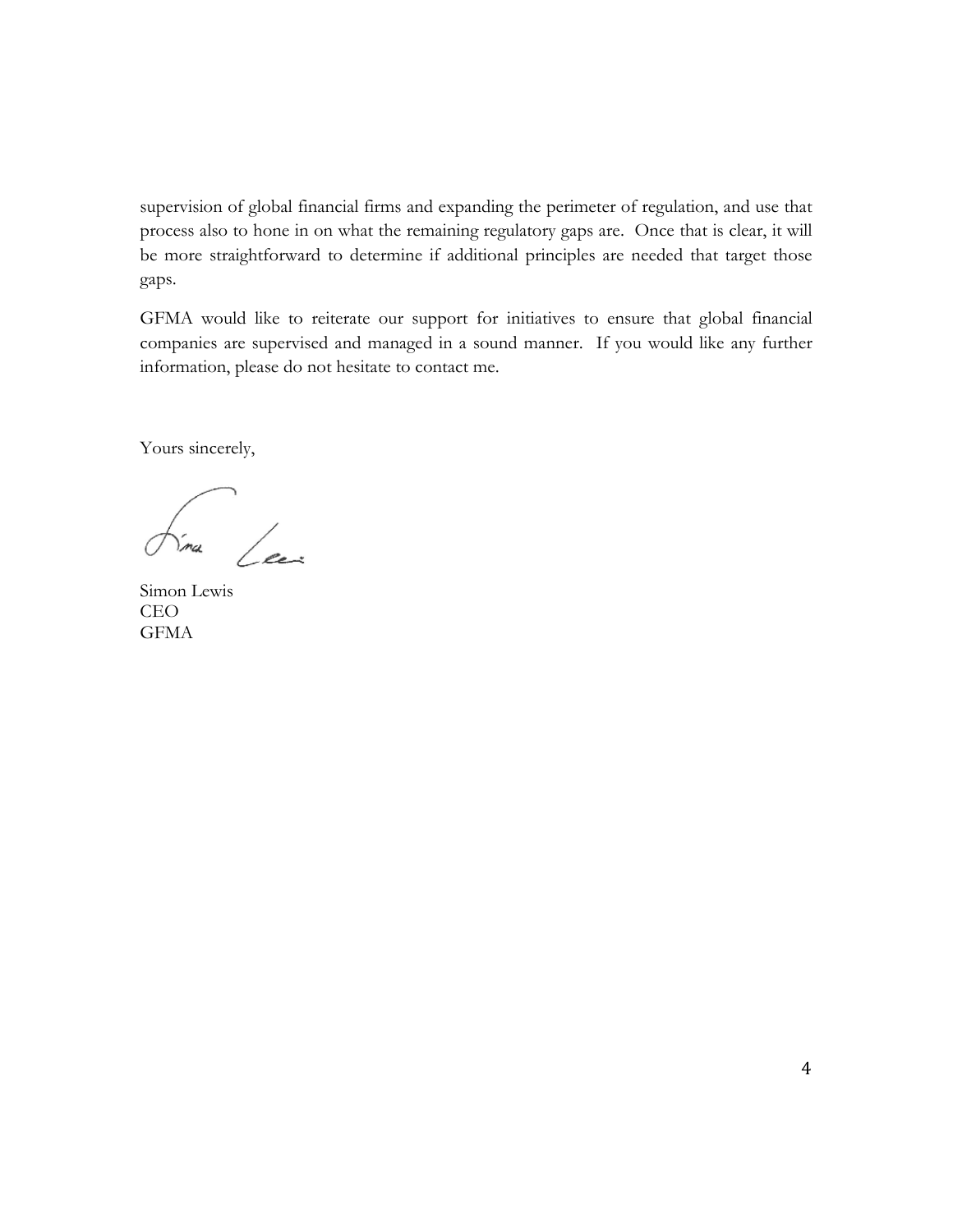supervision of global financial firms and expanding the perimeter of regulation, and use that process also to hone in on what the remaining regulatory gaps are. Once that is clear, it will be more straightforward to determine if additional principles are needed that target those gaps.

GFMA would like to reiterate our support for initiatives to ensure that global financial companies are supervised and managed in a sound manner. If you would like any further information, please do not hesitate to contact me.

Yours sincerely,

Simon Lewis
CEO
GFMA